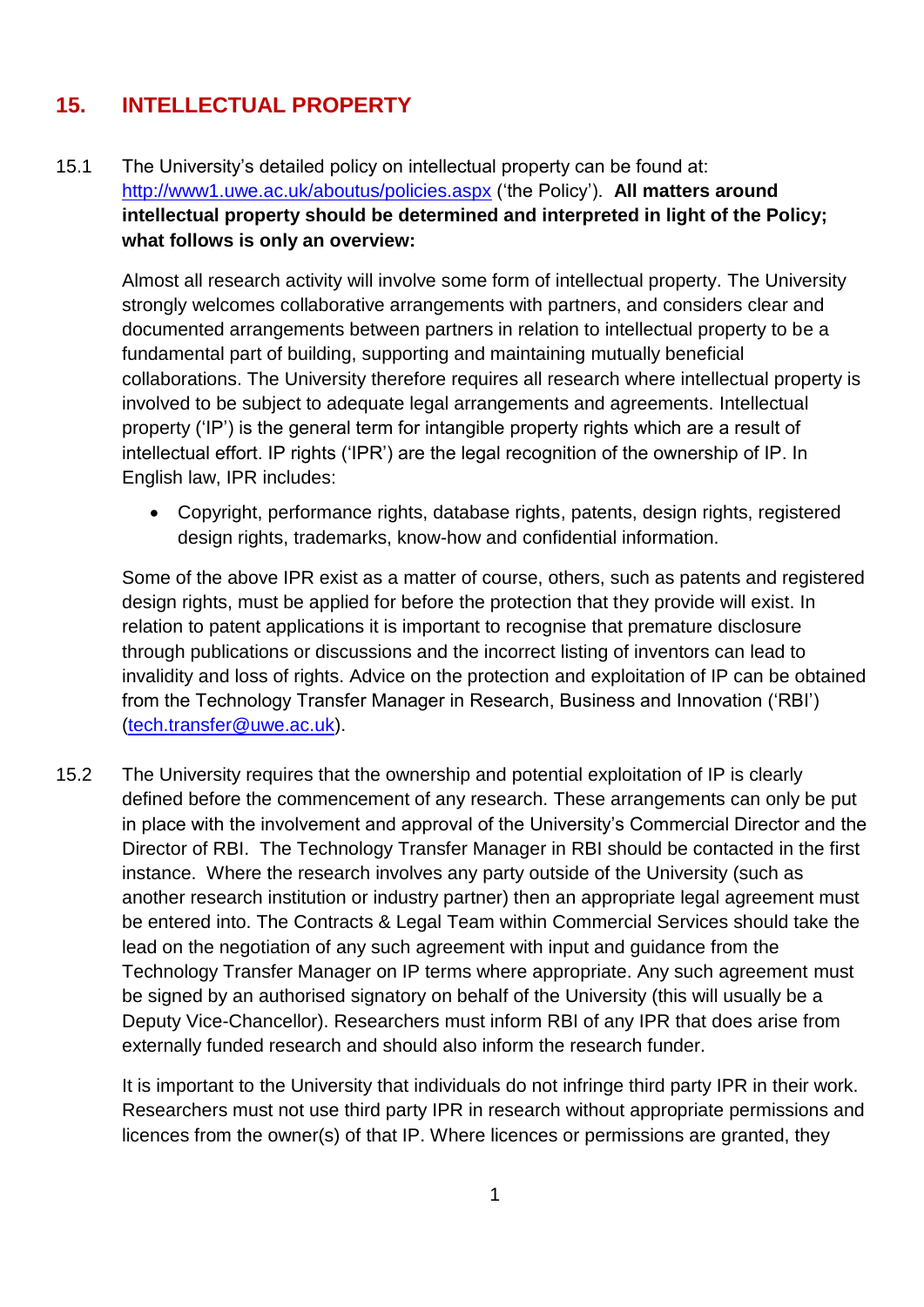## 15. INTELLECTUAL PROPERTY

15.1 The University's detailed policy on intellectual property can be found at: [http://www1.uwe.ac.uk/aboutus/policies.aspx](http://www1.uwe.ac.uk/aboutus/policies.aspx) ('the Policy'). **All matters around intellectual property should be determined and interpreted in light of the Policy; what follows is only an overview:**

Almost all research activity will involve some form of intellectual property. The University strongly welcomes collaborative arrangements with partners, and considers clear and documented arrangements between partners in relation to intellectual property to be a fundamental part of building, supporting and maintaining mutually beneficial collaborations. The University therefore requires all research where intellectual property is involved to be subject to adequate legal arrangements and agreements. Intellectual property ('IP') is the general term for intangible property rights which are a result of intellectual effort. IP rights ('IPR') are the legal recognition of the ownership of IP. In English law, IPR includes:

- Copyright, performance rights, database rights, patents, design rights, registered design rights, trademarks, know-how and confidential information.

Some of the above IPR exist as a matter of course, others, such as patents and registered design rights, must be applied for before the protection that they provide will exist. In relation to patent applications it is important to recognise that premature disclosure through publications or discussions and the incorrect listing of inventors can lead to invalidity and loss of rights. Advice on the protection and exploitation of IP can be obtained from the Technology Transfer Manager in Research, Business and Innovation ('RBI') ([tech.transfer@uwe.ac.uk](mailto:tech.transfer@uwe.ac.uk)).

15.2 The University requires that the ownership and potential exploitation of IP is clearly defined before the commencement of any research. These arrangements can only be put in place with the involvement and approval of the University's Commercial Director and the Director of RBI. The Technology Transfer Manager in RBI should be contacted in the first instance. Where the research involves any party outside of the University (such as another research institution or industry partner) then an appropriate legal agreement must be entered into. The Contracts & Legal Team within Commercial Services should take the lead on the negotiation of any such agreement with input and guidance from the Technology Transfer Manager on IP terms where appropriate. Any such agreement must be signed by an authorised signatory on behalf of the University (this will usually be a Deputy Vice-Chancellor). Researchers must inform RBI of any IPR that does arise from externally funded research and should also inform the research funder.

It is important to the University that individuals do not infringe third party IPR in their work. Researchers must not use third party IPR in research without appropriate permissions and licences from the owner(s) of that IP. Where licences or permissions are granted, they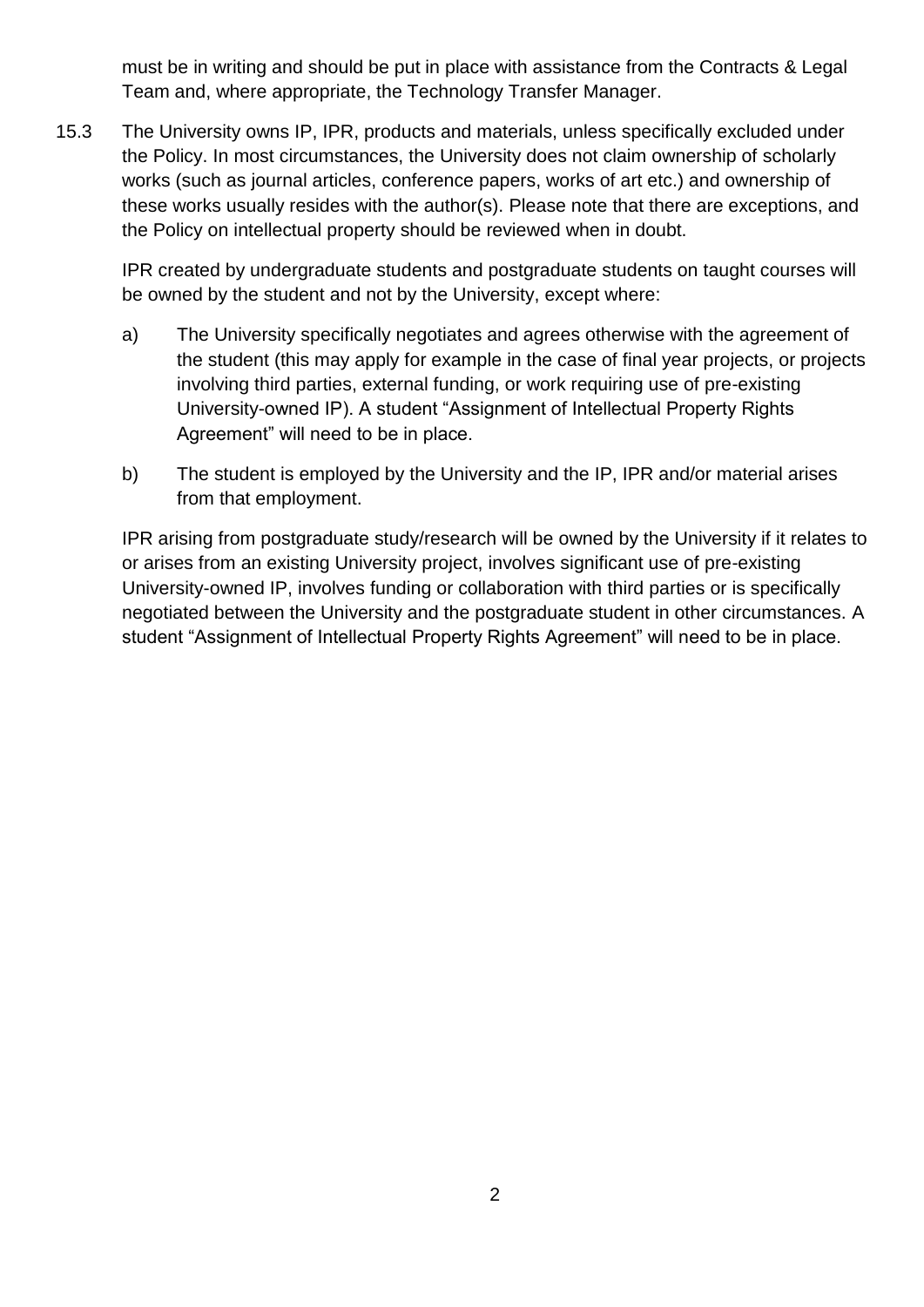must be in writing and should be put in place with assistance from the Contracts & Legal Team and, where appropriate, the Technology Transfer Manager.

15.3 The University owns IP, IPR, products and materials, unless specifically excluded under the Policy. In most circumstances, the University does not claim ownership of scholarly works (such as journal articles, conference papers, works of art etc.) and ownership of these works usually resides with the author(s). Please note that there are exceptions, and the Policy on intellectual property should be reviewed when in doubt.

IPR created by undergraduate students and postgraduate students on taught courses will be owned by the student and not by the University, except where:

a) The University specifically negotiates and agrees otherwise with the agreement of the student (this may apply for example in the case of final year projects, or projects involving third parties, external funding, or work requiring use of pre-existing University-owned IP). A student "Assignment of Intellectual Property Rights Agreement" will need to be in place.

b) The student is employed by the University and the IP, IPR and/or material arises from that employment.

IPR arising from postgraduate study/research will be owned by the University if it relates to or arises from an existing University project, involves significant use of pre-existing University-owned IP, involves funding or collaboration with third parties or is specifically negotiated between the University and the postgraduate student in other circumstances. A student "Assignment of Intellectual Property Rights Agreement" will need to be in place.